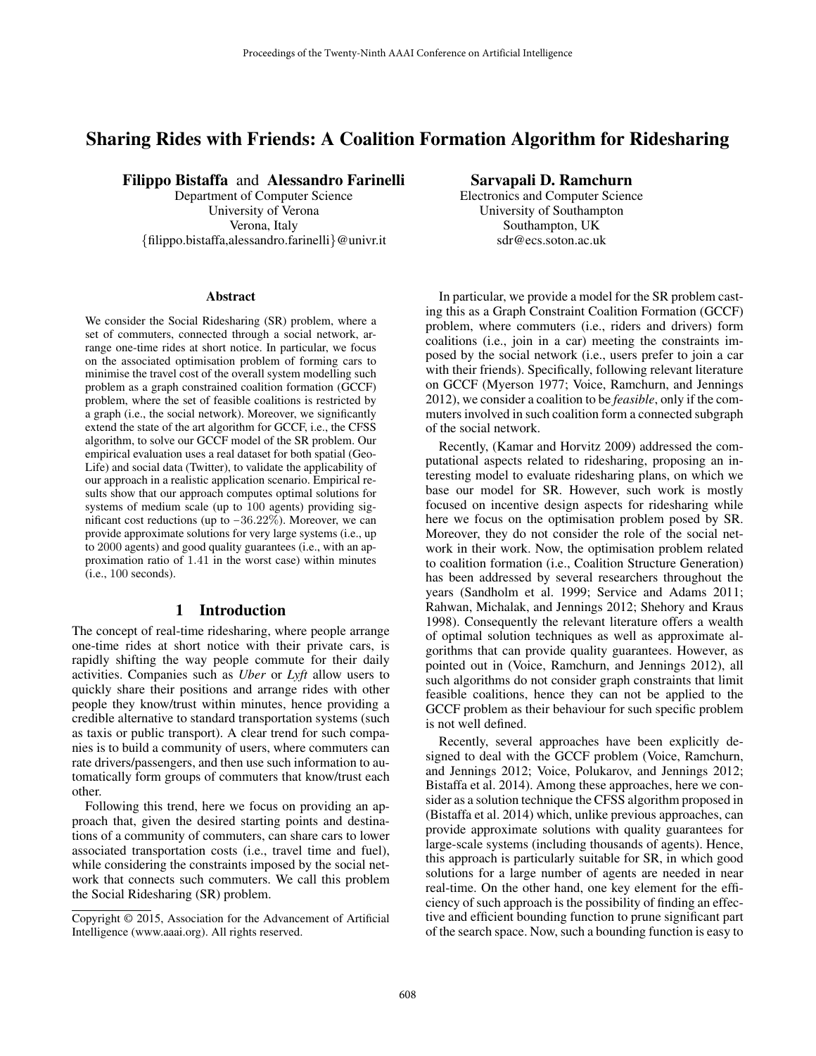# Sharing Rides with Friends: A Coalition Formation Algorithm for Ridesharing

**Filippo Bistaffa** and **Alessandro Farinelli**
Department of Computer Science
University of Verona
Verona, Italy
{filippo.bistaffa,alessandro.farinelli}@univr.it

**Sarvapali D. Ramchurn**
Electronics and Computer Science
University of Southampton
Southampton, UK
sdr@ecs.soton.ac.uk

### Abstract

We consider the Social Ridesharing (SR) problem, where a set of commuters, connected through a social network, arrange one-time rides at short notice. In particular, we focus on the associated optimisation problem of forming cars to minimise the travel cost of the overall system modelling such problem as a graph constrained coalition formation (GCCF) problem, where the set of feasible coalitions is restricted by a graph (i.e., the social network). Moreover, we significantly extend the state of the art algorithm for GCCF, i.e., the CFSS algorithm, to solve our GCCF model of the SR problem. Our empirical evaluation uses a real dataset for both spatial (GeoLife) and social data (Twitter), to validate the applicability of our approach in a realistic application scenario. Empirical results show that our approach computes optimal solutions for systems of medium scale (up to 100 agents) providing significant cost reductions (up to $-36.22\%$). Moreover, we can provide approximate solutions for very large systems (i.e., up to 2000 agents) and good quality guarantees (i.e., with an approximation ratio of $1.41$ in the worst case) within minutes (i.e., 100 seconds).

## 1 Introduction

The concept of real-time ridesharing, where people arrange one-time rides at short notice with their private cars, is rapidly shifting the way people commute for their daily activities. Companies such as *Uber* or *Lyft* allow users to quickly share their positions and arrange rides with other people they know/trust within minutes, hence providing a credible alternative to standard transportation systems (such as taxis or public transport). A clear trend for such companies is to build a community of users, where commuters can rate drivers/passengers, and then use such information to automatically form groups of commuters that know/trust each other.

Following this trend, here we focus on providing an approach that, given the desired starting points and destinations of a community of commuters, can share cars to lower associated transportation costs (i.e., travel time and fuel), while considering the constraints imposed by the social network that connects such commuters. We call this problem the Social Ridesharing (SR) problem.

Copyright © 2015, Association for the Advancement of Artificial Intelligence (www.aaai.org). All rights reserved.

In particular, we provide a model for the SR problem casting this as a Graph Constraint Coalition Formation (GCCF) problem, where commuters (i.e., riders and drivers) form coalitions (i.e., join in a car) meeting the constraints imposed by the social network (i.e., users prefer to join a car with their friends). Specifically, following relevant literature on GCCF (Myerson 1977; Voice, Ramchurn, and Jennings 2012), we consider a coalition to be *feasible*, only if the commuters involved in such coalition form a connected subgraph of the social network.

Recently, (Kamar and Horvitz 2009) addressed the computational aspects related to ridesharing, proposing an interesting model to evaluate ridesharing plans, on which we base our model for SR. However, such work is mostly focused on incentive design aspects for ridesharing while here we focus on the optimisation problem posed by SR. Moreover, they do not consider the role of the social network in their work. Now, the optimisation problem related to coalition formation (i.e., Coalition Structure Generation) has been addressed by several researchers throughout the years (Sandholm et al. 1999; Service and Adams 2011; Rahwan, Michalak, and Jennings 2012; Shehory and Kraus 1998). Consequently the relevant literature offers a wealth of optimal solution techniques as well as approximate algorithms that can provide quality guarantees. However, as pointed out in (Voice, Ramchurn, and Jennings 2012), all such algorithms do not consider graph constraints that limit feasible coalitions, hence they can not be applied to the GCCF problem as their behaviour for such specific problem is not well defined.

Recently, several approaches have been explicitly designed to deal with the GCCF problem (Voice, Ramchurn, and Jennings 2012; Voice, Polukarov, and Jennings 2012; Bistaffa et al. 2014). Among these approaches, here we consider as a solution technique the CFSS algorithm proposed in (Bistaffa et al. 2014) which, unlike previous approaches, can provide approximate solutions with quality guarantees for large-scale systems (including thousands of agents). Hence, this approach is particularly suitable for SR, in which good solutions for a large number of agents are needed in near real-time. On the other hand, one key element for the efficiency of such approach is the possibility of finding an effective and efficient bounding function to prune significant part of the search space. Now, such a bounding function is easy to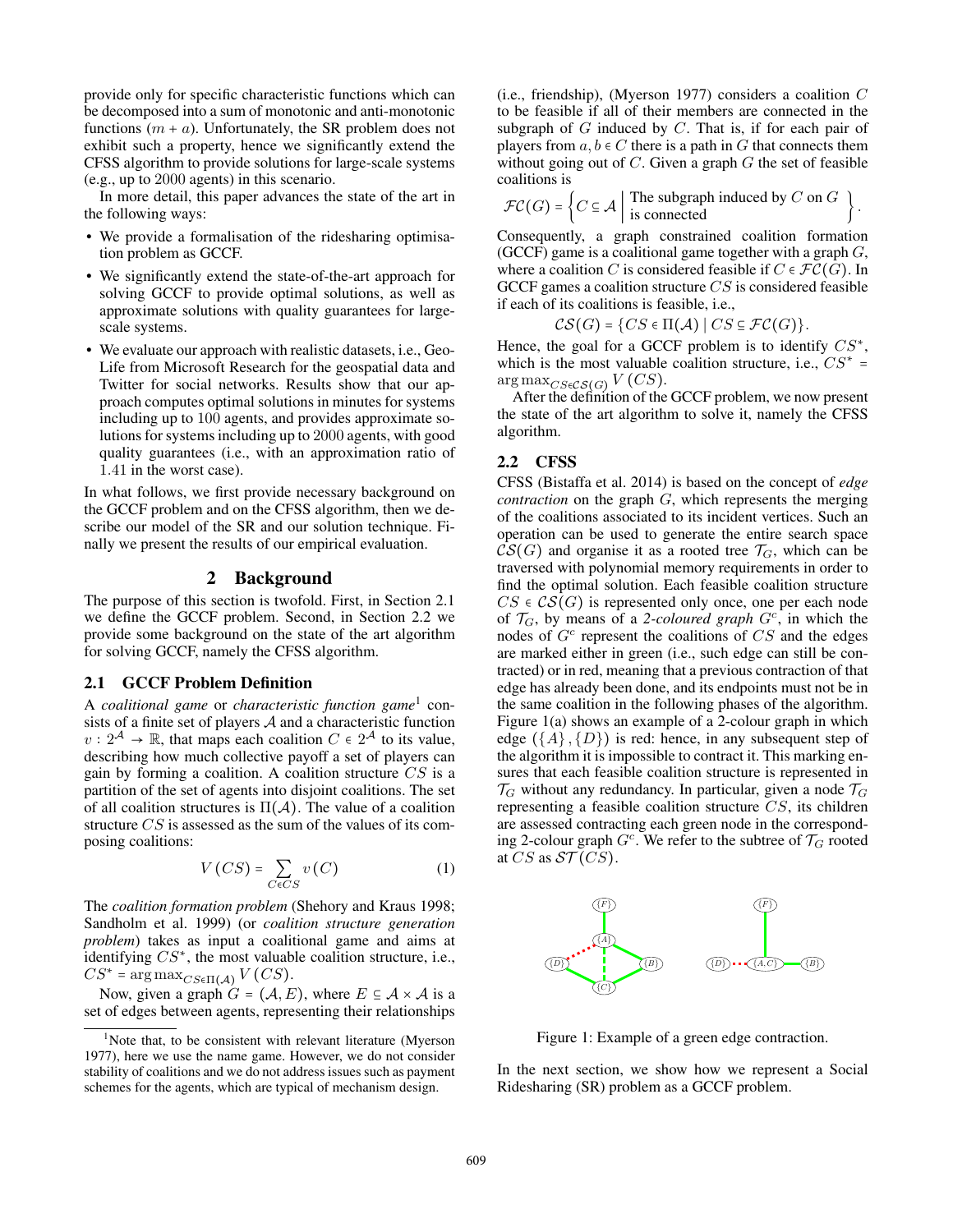provide only for specific characteristic functions which can be decomposed into a sum of monotonic and anti-monotonic functions ($m + a$). Unfortunately, the SR problem does not exhibit such a property, hence we significantly extend the CFSS algorithm to provide solutions for large-scale systems (e.g., up to 2000 agents) in this scenario.

In more detail, this paper advances the state of the art in the following ways:

- We provide a formalisation of the ridesharing optimisation problem as GCCF.
- We significantly extend the state-of-the-art approach for solving GCCF to provide optimal solutions, as well as approximate solutions with quality guarantees for large-scale systems.
- We evaluate our approach with realistic datasets, i.e., GeoLife from Microsoft Research for the geospatial data and Twitter for social networks. Results show that our approach computes optimal solutions in minutes for systems including up to 100 agents, and provides approximate solutions for systems including up to 2000 agents, with good quality guarantees (i.e., with an approximation ratio of 1.41 in the worst case).

In what follows, we first provide necessary background on the GCCF problem and on the CFSS algorithm, then we describe our model of the SR and our solution technique. Finally we present the results of our empirical evaluation.

## 2 Background

The purpose of this section is twofold. First, in Section 2.1 we define the GCCF problem. Second, in Section 2.2 we provide some background on the state of the art algorithm for solving GCCF, namely the CFSS algorithm.

### 2.1 GCCF Problem Definition

A *coalitional game* or *characteristic function game*[1] consists of a finite set of players $\mathcal{A}$ and a characteristic function $v : 2^{\mathcal{A}} \to \mathbb{R}$, that maps each coalition $C \in 2^{\mathcal{A}}$ to its value, describing how much collective payoff a set of players can gain by forming a coalition. A coalition structure $CS$ is a partition of the set of agents into disjoint coalitions. The set of all coalition structures is $\Pi(\mathcal{A})$. The value of a coalition structure $CS$ is assessed as the sum of the values of its composing coalitions:

$$V(CS) = \sum_{C \in CS} v(C) \tag{1}$$

The *coalition formation problem* (Shehory and Kraus 1998; Sandholm et al. 1999) (or *coalition structure generation problem*) takes as input a coalitional game and aims at identifying $CS^*$, the most valuable coalition structure, i.e., $CS^* = \arg\max_{CS \in \Pi(\mathcal{A})} V(CS)$.

Now, given a graph $G = (\mathcal{A}, E)$, where $E \subseteq \mathcal{A} \times \mathcal{A}$ is a set of edges between agents, representing their relationships (i.e., friendship), (Myerson 1977) considers a coalition $C$ to be feasible if all of their members are connected in the subgraph of $G$ induced by $C$. That is, if for each pair of players from $a, b \in C$ there is a path in $G$ that connects them without going out of $C$. Given a graph $G$ the set of feasible coalitions is

$$\mathcal{FC}(G) = \left\{ C \subseteq \mathcal{A} \;\middle|\; \begin{array}{l}\text{The subgraph induced by } C \text{ on } G \\ \text{is connected}\end{array} \right\}.$$

Consequently, a graph constrained coalition formation (GCCF) game is a coalitional game together with a graph $G$, where a coalition $C$ is considered feasible if $C \in \mathcal{FC}(G)$. In GCCF games a coalition structure $CS$ is considered feasible if each of its coalitions is feasible, i.e.,

$$\mathcal{CS}(G) = \{CS \in \Pi(\mathcal{A}) \mid CS \subseteq \mathcal{FC}(G)\}.$$

Hence, the goal for a GCCF problem is to identify $CS^*$, which is the most valuable coalition structure, i.e., $CS^* = \arg\max_{CS \in \mathcal{CS}(G)} V(CS)$.

After the definition of the GCCF problem, we now present the state of the art algorithm to solve it, namely the CFSS algorithm.

### 2.2 CFSS

CFSS (Bistaffa et al. 2014) is based on the concept of *edge contraction* on the graph $G$, which represents the merging of the coalitions associated to its incident vertices. Such an operation can be used to generate the entire search space $\mathcal{CS}(G)$ and organise it as a rooted tree $\mathcal{T}_G$, which can be traversed with polynomial memory requirements in order to find the optimal solution. Each feasible coalition structure $CS \in \mathcal{CS}(G)$ is represented only once, one per each node of $\mathcal{T}_G$, by means of a *2-coloured graph* $G^c$, in which the nodes of $G^c$ represent the coalitions of $CS$ and the edges are marked either in green (i.e., such edge can still be contracted) or in red, meaning that a previous contraction of that edge has already been done, and its endpoints must not be in the same coalition in the following phases of the algorithm. Figure 1(a) shows an example of a 2-colour graph in which edge $(\{A\},\{D\})$ is red: hence, in any subsequent step of the algorithm it is impossible to contract it. This marking ensures that each feasible coalition structure is represented in $\mathcal{T}_G$ without any redundancy. In particular, given a node $\mathcal{T}_G$ representing a feasible coalition structure $CS$, its children are assessed contracting each green node in the corresponding 2-colour graph $G^c$. We refer to the subtree of $\mathcal{T}_G$ rooted at $CS$ as $\mathcal{ST}(CS)$.

Figure 1: Example of a green edge contraction.

In the next section, we show how we represent a Social Ridesharing (SR) problem as a GCCF problem.

[1] Note that, to be consistent with relevant literature (Myerson 1977), here we use the name game. However, we do not consider stability of coalitions and we do not address issues such as payment schemes for the agents, which are typical of mechanism design.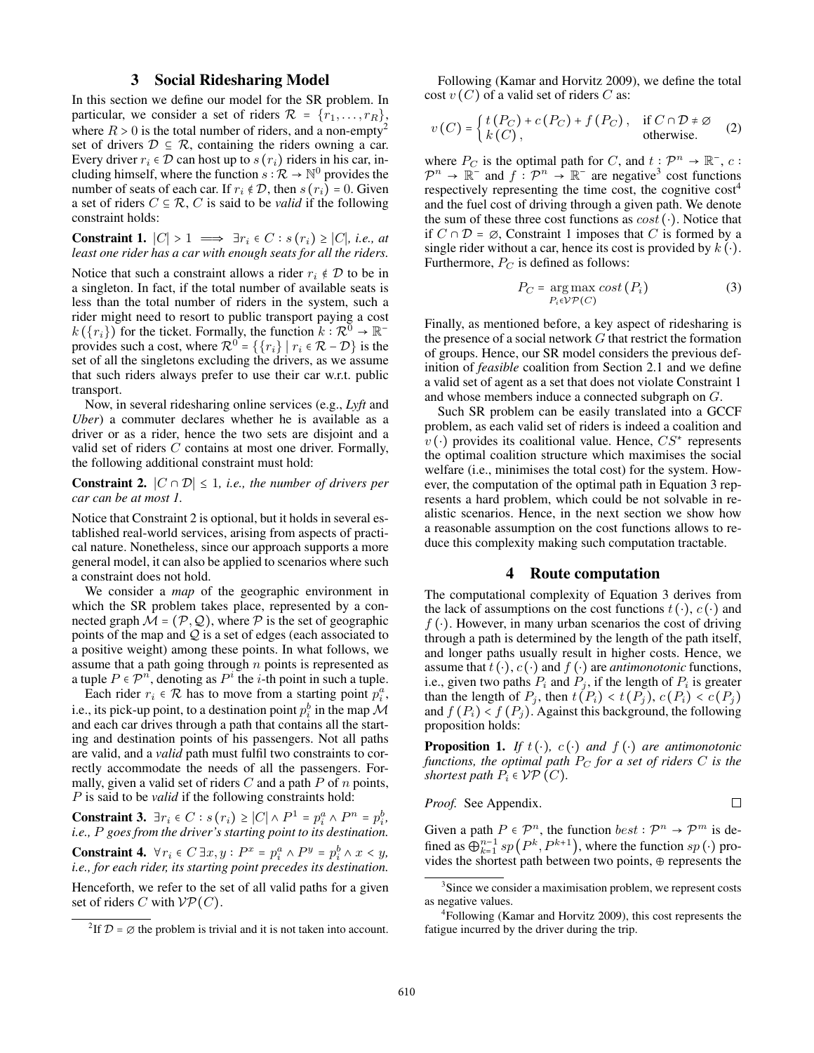## 3 Social Ridesharing Model

In this section we define our model for the SR problem. In particular, we consider a set of riders $\mathcal{R} = \{r_1, \dots, r_R\}$, where $R > 0$ is the total number of riders, and a non-empty[2] set of drivers $\mathcal{D} \subseteq \mathcal{R}$, containing the riders owning a car. Every driver $r_i \in \mathcal{D}$ can host up to $s(r_i)$ riders in his car, including himself, where the function $s : \mathcal{R} \to \mathbb{N}^0$ provides the number of seats of each car. If $r_i \notin \mathcal{D}$, then $s(r_i) = 0$. Given a set of riders $C \subseteq \mathcal{R}$, $C$ is said to be *valid* if the following constraint holds:

**Constraint 1.** $|C| > 1 \implies \exists r_i \in C : s(r_i) \geq |C|$*, i.e., at least one rider has a car with enough seats for all the riders.*

Notice that such a constraint allows a rider $r_i \notin \mathcal{D}$ to be in a singleton. In fact, if the total number of available seats is less than the total number of riders in the system, such a rider might need to resort to public transport paying a cost $k(\{r_i\})$ for the ticket. Formally, the function $k : \mathcal{R}^0 \to \mathbb{R}^-$ provides such a cost, where $\mathcal{R}^0 = \{\{r_i\} \mid r_i \in \mathcal{R} - \mathcal{D}\}$ is the set of all the singletons excluding the drivers, as we assume that such riders always prefer to use their car w.r.t. public transport.

Now, in several ridesharing online services (e.g., *Lyft* and *Uber*) a commuter declares whether he is available as a driver or as a rider, hence the two sets are disjoint and a valid set of riders $C$ contains at most one driver. Formally, the following additional constraint must hold:

**Constraint 2.** $|C \cap \mathcal{D}| \leq 1$*, i.e., the number of drivers per car can be at most 1.*

Notice that Constraint 2 is optional, but it holds in several established real-world services, arising from aspects of practical nature. Nonetheless, since our approach supports a more general model, it can also be applied to scenarios where such a constraint does not hold.

We consider a *map* of the geographic environment in which the SR problem takes place, represented by a connected graph $\mathcal{M} = (\mathcal{P}, \mathcal{Q})$, where $\mathcal{P}$ is the set of geographic points of the map and $\mathcal{Q}$ is a set of edges (each associated to a positive weight) among these points. In what follows, we assume that a path going through $n$ points is represented as a tuple $P \in \mathcal{P}^n$, denoting as $P^i$ the $i$-th point in such a tuple.

Each rider $r_i \in \mathcal{R}$ has to move from a starting point $p_i^a$, i.e., its pick-up point, to a destination point $p_i^b$ in the map $\mathcal{M}$ and each car drives through a path that contains all the starting and destination points of his passengers. Not all paths are valid, and a *valid* path must fulfil two constraints to correctly accommodate the needs of all the passengers. Formally, given a valid set of riders $C$ and a path $P$ of $n$ points, $P$ is said to be *valid* if the following constraints hold:

**Constraint 3.** $\exists r_i \in C : s(r_i) \geq |C| \wedge P^1 = p_i^a \wedge P^n = p_i^b$*, i.e., $P$ goes from the driver's starting point to its destination.*

**Constraint 4.** $\forall r_i \in C\, \exists x, y : P^x = p_i^a \wedge P^y = p_i^b \wedge x < y$*, i.e., for each rider, its starting point precedes its destination.*

Henceforth, we refer to the set of all valid paths for a given set of riders $C$ with $\mathcal{VP}(C)$.

Following (Kamar and Horvitz 2009), we define the total cost $v(C)$ of a valid set of riders $C$ as:

$$v(C) = \begin{cases} t(P_C) + c(P_C) + f(P_C), & \text{if } C \cap \mathcal{D} \neq \varnothing \\ k(C), & \text{otherwise.} \end{cases} \quad (2)$$

where $P_C$ is the optimal path for $C$, and $t : \mathcal{P}^n \to \mathbb{R}^-$, $c : \mathcal{P}^n \to \mathbb{R}^-$ and $f : \mathcal{P}^n \to \mathbb{R}^-$ are negative[3] cost functions respectively representing the time cost, the cognitive cost[4] and the fuel cost of driving through a given path. We denote the sum of these three cost functions as $cost(\cdot)$. Notice that if $C \cap \mathcal{D} = \varnothing$, Constraint 1 imposes that $C$ is formed by a single rider without a car, hence its cost is provided by $k(\cdot)$. Furthermore, $P_C$ is defined as follows:

$$P_C = \underset{P_i \in \mathcal{VP}(C)}{\arg\max}\; cost(P_i) \quad (3)$$

Finally, as mentioned before, a key aspect of ridesharing is the presence of a social network $G$ that restrict the formation of groups. Hence, our SR model considers the previous definition of *feasible* coalition from Section 2.1 and we define a valid set of agent as a set that does not violate Constraint 1 and whose members induce a connected subgraph on $G$.

Such SR problem can be easily translated into a GCCF problem, as each valid set of riders is indeed a coalition and $v(\cdot)$ provides its coalitional value. Hence, $CS^*$ represents the optimal coalition structure which maximises the social welfare (i.e., minimises the total cost) for the system. However, the computation of the optimal path in Equation 3 represents a hard problem, which could be not solvable in realistic scenarios. Hence, in the next section we show how a reasonable assumption on the cost functions allows to reduce this complexity making such computation tractable.

## 4 Route computation

The computational complexity of Equation 3 derives from the lack of assumptions on the cost functions $t(\cdot)$, $c(\cdot)$ and $f(\cdot)$. However, in many urban scenarios the cost of driving through a path is determined by the length of the path itself, and longer paths usually result in higher costs. Hence, we assume that $t(\cdot)$, $c(\cdot)$ and $f(\cdot)$ are *antimonotonic* functions, i.e., given two paths $P_i$ and $P_j$, if the length of $P_i$ is greater than the length of $P_j$, then $t(P_i) < t(P_j)$, $c(P_i) < c(P_j)$ and $f(P_i) < f(P_j)$. Against this background, the following proposition holds:

**Proposition 1.** *If $t(\cdot)$, $c(\cdot)$ and $f(\cdot)$ are antimonotonic functions, the optimal path $P_C$ for a set of riders $C$ is the shortest path $P_i \in \mathcal{VP}(C)$.*

*Proof.* See Appendix. □

Given a path $P \in \mathcal{P}^n$, the function $best : \mathcal{P}^n \to \mathcal{P}^m$ is defined as $\bigoplus_{k=1}^{n-1} sp(P^k, P^{k+1})$, where the function $sp(\cdot)$ provides the shortest path between two points, $\oplus$ represents the

[2] If $\mathcal{D} = \varnothing$ the problem is trivial and it is not taken into account.

[3] Since we consider a maximisation problem, we represent costs as negative values.

[4] Following (Kamar and Horvitz 2009), this cost represents the fatigue incurred by the driver during the trip.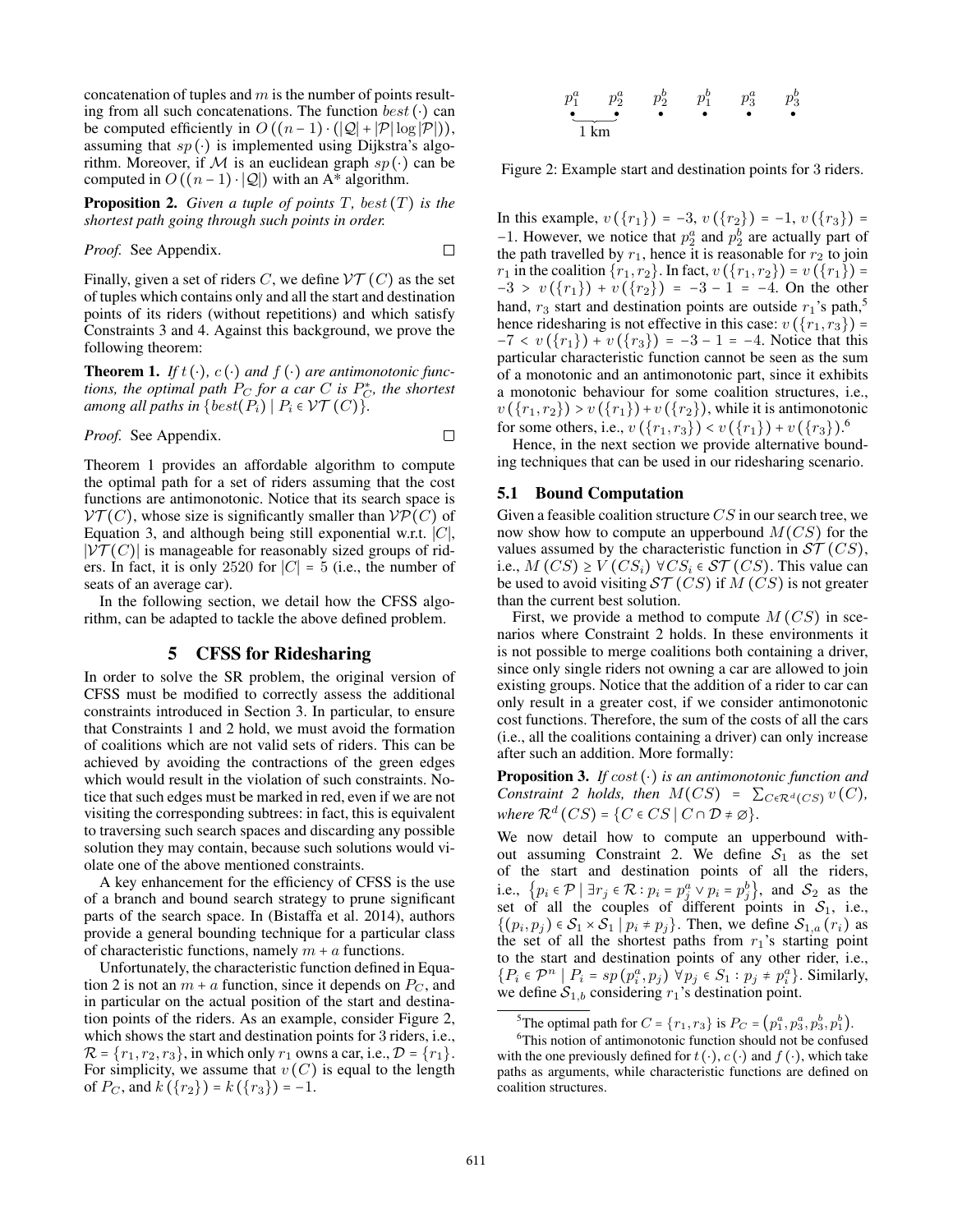concatenation of tuples and $m$ is the number of points resulting from all such concatenations. The function $best(\cdot)$ can be computed efficiently in $O((n-1)\cdot(|\mathcal{Q}|+|\mathcal{P}|\log|\mathcal{P}|))$, assuming that $sp(\cdot)$ is implemented using Dijkstra's algorithm. Moreover, if $\mathcal{M}$ is an euclidean graph $sp(\cdot)$ can be computed in $O((n-1)\cdot|\mathcal{Q}|)$ with an A* algorithm.

**Proposition 2.** *Given a tuple of points $T$, $best(T)$ is the shortest path going through such points in order.*

*Proof.* See Appendix. □

Finally, given a set of riders $C$, we define $\mathcal{VT}(C)$ as the set of tuples which contains only and all the start and destination points of its riders (without repetitions) and which satisfy Constraints 3 and 4. Against this background, we prove the following theorem:

**Theorem 1.** *If $t(\cdot)$, $c(\cdot)$ and $f(\cdot)$ are antimonotonic functions, the optimal path $P_C$ for a car $C$ is $P_C^*$, the shortest among all paths in $\{best(P_i) \mid P_i \in \mathcal{VT}(C)\}$.*

*Proof.* See Appendix. □

Theorem 1 provides an affordable algorithm to compute the optimal path for a set of riders assuming that the cost functions are antimonotonic. Notice that its search space is $\mathcal{VT}(C)$, whose size is significantly smaller than $\mathcal{VP}(C)$ of Equation 3, and although being still exponential w.r.t. $|C|$, $|\mathcal{VT}(C)|$ is manageable for reasonably sized groups of riders. In fact, it is only 2520 for $|C| = 5$ (i.e., the number of seats of an average car).

In the following section, we detail how the CFSS algorithm, can be adapted to tackle the above defined problem.

## 5 CFSS for Ridesharing

In order to solve the SR problem, the original version of CFSS must be modified to correctly assess the additional constraints introduced in Section 3. In particular, to ensure that Constraints 1 and 2 hold, we must avoid the formation of coalitions which are not valid sets of riders. This can be achieved by avoiding the contractions of the green edges which would result in the violation of such constraints. Notice that such edges must be marked in red, even if we are not visiting the corresponding subtrees: in fact, this is equivalent to traversing such search spaces and discarding any possible solution they may contain, because such solutions would violate one of the above mentioned constraints.

A key enhancement for the efficiency of CFSS is the use of a branch and bound search strategy to prune significant parts of the search space. In (Bistaffa et al. 2014), authors provide a general bounding technique for a particular class of characteristic functions, namely $m+a$ functions.

Unfortunately, the characteristic function defined in Equation 2 is not an $m+a$ function, since it depends on $P_C$, and in particular on the actual position of the start and destination points of the riders. As an example, consider Figure 2, which shows the start and destination points for 3 riders, i.e., $\mathcal{R} = \{r_1, r_2, r_3\}$, in which only $r_1$ owns a car, i.e., $\mathcal{D} = \{r_1\}$. For simplicity, we assume that $v(C)$ is equal to the length of $P_C$, and $k(\{r_2\}) = k(\{r_3\}) = -1$.

$p_1^a \quad p_2^a \quad p_2^b \quad p_1^b \quad p_3^a \quad p_3^b$ (1 km between $p_1^a$ and $p_2^a$)

Figure 2: Example start and destination points for 3 riders.

In this example, $v(\{r_1\}) = -3$, $v(\{r_2\}) = -1$, $v(\{r_3\}) = -1$. However, we notice that $p_2^a$ and $p_2^b$ are actually part of the path travelled by $r_1$, hence it is reasonable for $r_2$ to join $r_1$ in the coalition $\{r_1, r_2\}$. In fact, $v(\{r_1, r_2\}) = v(\{r_1\}) = -3 > v(\{r_1\}) + v(\{r_2\}) = -3 - 1 = -4$. On the other hand, $r_3$ start and destination points are outside $r_1$'s path,[5] hence ridesharing is not effective in this case: $v(\{r_1, r_3\}) = -7 < v(\{r_1\}) + v(\{r_3\}) = -3 - 1 = -4$. Notice that this particular characteristic function cannot be seen as the sum of a monotonic and an antimonotonic part, since it exhibits a monotonic behaviour for some coalition structures, i.e., $v(\{r_1, r_2\}) > v(\{r_1\}) + v(\{r_2\})$, while it is antimonotonic for some others, i.e., $v(\{r_1, r_3\}) < v(\{r_1\}) + v(\{r_3\})$.[6]

Hence, in the next section we provide alternative bounding techniques that can be used in our ridesharing scenario.

### 5.1 Bound Computation

Given a feasible coalition structure $CS$ in our search tree, we now show how to compute an upperbound $M(CS)$ for the values assumed by the characteristic function in $\mathcal{ST}(CS)$, i.e., $M(CS) \geq V(CS_i)\ \forall CS_i \in \mathcal{ST}(CS)$. This value can be used to avoid visiting $\mathcal{ST}(CS)$ if $M(CS)$ is not greater than the current best solution.

First, we provide a method to compute $M(CS)$ in scenarios where Constraint 2 holds. In these environments it is not possible to merge coalitions both containing a driver, since only single riders not owning a car are allowed to join existing groups. Notice that the addition of a rider to car can only result in a greater cost, if we consider antimonotonic cost functions. Therefore, the sum of the costs of all the cars (i.e., all the coalitions containing a driver) can only increase after such an addition. More formally:

**Proposition 3.** *If $cost(\cdot)$ is an antimonotonic function and Constraint 2 holds, then $M(CS) = \sum_{C \in \mathcal{R}^d(CS)} v(C)$, where $\mathcal{R}^d(CS) = \{C \in CS \mid C \cap \mathcal{D} \neq \varnothing\}$.*

We now detail how to compute an upperbound without assuming Constraint 2. We define $\mathcal{S}_1$ as the set of the start and destination points of all the riders, i.e., $\{p_i \in \mathcal{P} \mid \exists r_j \in \mathcal{R} : p_i = p_j^a \vee p_i = p_j^b\}$, and $\mathcal{S}_2$ as the set of all the couples of different points in $\mathcal{S}_1$, i.e., $\{(p_i, p_j) \in \mathcal{S}_1 \times \mathcal{S}_1 \mid p_i \neq p_j\}$. Then, we define $\mathcal{S}_{1,a}(r_i)$ as the set of all the shortest paths from $r_1$'s starting point to the start and destination points of any other rider, i.e., $\{P_i \in \mathcal{P}^n \mid P_i = sp(p_i^a, p_j)\ \forall p_j \in S_1 : p_j \neq p_i^a\}$. Similarly, we define $\mathcal{S}_{1,b}$ considering $r_1$'s destination point.

[5] The optimal path for $C = \{r_1, r_3\}$ is $P_C = (p_1^a, p_3^a, p_3^b, p_1^b)$.

[6] This notion of antimonotonic function should not be confused with the one previously defined for $t(\cdot)$, $c(\cdot)$ and $f(\cdot)$, which take paths as arguments, while characteristic functions are defined on coalition structures.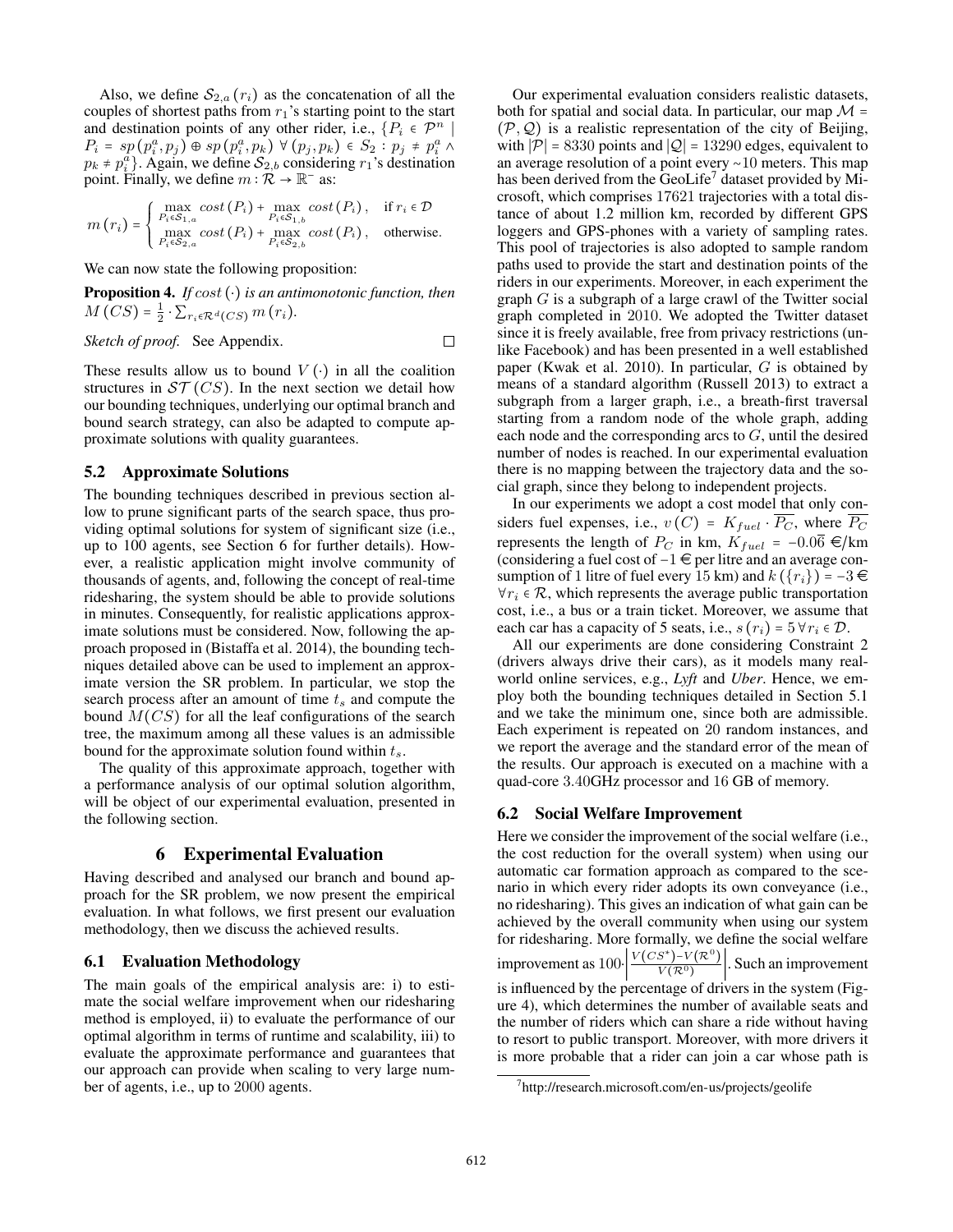Also, we define $\mathcal{S}_{2,a}(r_i)$ as the concatenation of all the couples of shortest paths from $r_1$'s starting point to the start and destination points of any other rider, i.e., $\{P_i \in \mathcal{P}^n \mid P_i = sp(p_i^a, p_j) \oplus sp(p_i^a, p_k) \ \forall (p_j, p_k) \in S_2 : p_j \neq p_i^a \wedge p_k \neq p_i^a\}$. Again, we define $\mathcal{S}_{2,b}$ considering $r_1$'s destination point. Finally, we define $m : \mathcal{R} \to \mathbb{R}^-$ as:

$$m(r_i) = \begin{cases} \max\limits_{P_i \in \mathcal{S}_{1,a}} cost(P_i) + \max\limits_{P_i \in \mathcal{S}_{1,b}} cost(P_i), & \text{if } r_i \in \mathcal{D} \\ \max\limits_{P_i \in \mathcal{S}_{2,a}} cost(P_i) + \max\limits_{P_i \in \mathcal{S}_{2,b}} cost(P_i), & \text{otherwise.} \end{cases}$$

We can now state the following proposition:

**Proposition 4.** *If $cost(\cdot)$ is an antimonotonic function, then $M(CS) = \frac{1}{2} \cdot \sum_{r_i \in \mathcal{R}^d(CS)} m(r_i)$.*

*Sketch of proof.* See Appendix. □

These results allow us to bound $V(\cdot)$ in all the coalition structures in $\mathcal{ST}(CS)$. In the next section we detail how our bounding techniques, underlying our optimal branch and bound search strategy, can also be adapted to compute approximate solutions with quality guarantees.

### 5.2 Approximate Solutions

The bounding techniques described in previous section allow to prune significant parts of the search space, thus providing optimal solutions for system of significant size (i.e., up to 100 agents, see Section 6 for further details). However, a realistic application might involve community of thousands of agents, and, following the concept of real-time ridesharing, the system should be able to provide solutions in minutes. Consequently, for realistic applications approximate solutions must be considered. Now, following the approach proposed in (Bistaffa et al. 2014), the bounding techniques detailed above can be used to implement an approximate version the SR problem. In particular, we stop the search process after an amount of time $t_s$ and compute the bound $M(CS)$ for all the leaf configurations of the search tree, the maximum among all these values is an admissible bound for the approximate solution found within $t_s$.

The quality of this approximate approach, together with a performance analysis of our optimal solution algorithm, will be object of our experimental evaluation, presented in the following section.

## 6 Experimental Evaluation

Having described and analysed our branch and bound approach for the SR problem, we now present the empirical evaluation. In what follows, we first present our evaluation methodology, then we discuss the achieved results.

### 6.1 Evaluation Methodology

The main goals of the empirical analysis are: i) to estimate the social welfare improvement when our ridesharing method is employed, ii) to evaluate the performance of our optimal algorithm in terms of runtime and scalability, iii) to evaluate the approximate performance and guarantees that our approach can provide when scaling to very large number of agents, i.e., up to 2000 agents.

Our experimental evaluation considers realistic datasets, both for spatial and social data. In particular, our map $\mathcal{M} = (\mathcal{P}, \mathcal{Q})$ is a realistic representation of the city of Beijing, with $|\mathcal{P}| = 8330$ points and $|\mathcal{Q}| = 13290$ edges, equivalent to an average resolution of a point every ~10 meters. This map has been derived from the GeoLife[7] dataset provided by Microsoft, which comprises 17621 trajectories with a total distance of about 1.2 million km, recorded by different GPS loggers and GPS-phones with a variety of sampling rates. This pool of trajectories is also adopted to sample random paths used to provide the start and destination points of the riders in our experiments. Moreover, in each experiment the graph $G$ is a subgraph of a large crawl of the Twitter social graph completed in 2010. We adopted the Twitter dataset since it is freely available, free from privacy restrictions (unlike Facebook) and has been presented in a well established paper (Kwak et al. 2010). In particular, $G$ is obtained by means of a standard algorithm (Russell 2013) to extract a subgraph from a larger graph, i.e., a breath-first traversal starting from a random node of the whole graph, adding each node and the corresponding arcs to $G$, until the desired number of nodes is reached. In our experimental evaluation there is no mapping between the trajectory data and the social graph, since they belong to independent projects.

In our experiments we adopt a cost model that only considers fuel expenses, i.e., $v(C) = K_{fuel} \cdot \overline{P_C}$, where $\overline{P_C}$ represents the length of $P_C$ in km, $K_{fuel} = -0.0\overline{6}$ €/km (considering a fuel cost of −1 € per litre and an average consumption of 1 litre of fuel every 15 km) and $k(\{r_i\}) = -3$ € $\forall r_i \in \mathcal{R}$, which represents the average public transportation cost, i.e., a bus or a train ticket. Moreover, we assume that each car has a capacity of 5 seats, i.e., $s(r_i) = 5 \, \forall r_i \in \mathcal{D}$.

All our experiments are done considering Constraint 2 (drivers always drive their cars), as it models many real-world online services, e.g., *Lyft* and *Uber*. Hence, we employ both the bounding techniques detailed in Section 5.1 and we take the minimum one, since both are admissible. Each experiment is repeated on 20 random instances, and we report the average and the standard error of the mean of the results. Our approach is executed on a machine with a quad-core 3.40GHz processor and 16 GB of memory.

### 6.2 Social Welfare Improvement

Here we consider the improvement of the social welfare (i.e., the cost reduction for the overall system) when using our automatic car formation approach as compared to the scenario in which every rider adopts its own conveyance (i.e., no ridesharing). This gives an indication of what gain can be achieved by the overall community when using our system for ridesharing. More formally, we define the social welfare improvement as $100 \cdot \left| \frac{V(CS^*) - V(\mathcal{R}^0)}{V(\mathcal{R}^0)} \right|$. Such an improvement is influenced by the percentage of drivers in the system (Figure 4), which determines the number of available seats and the number of riders which can share a ride without having to resort to public transport. Moreover, with more drivers it is more probable that a rider can join a car whose path is

[7]http://research.microsoft.com/en-us/projects/geolife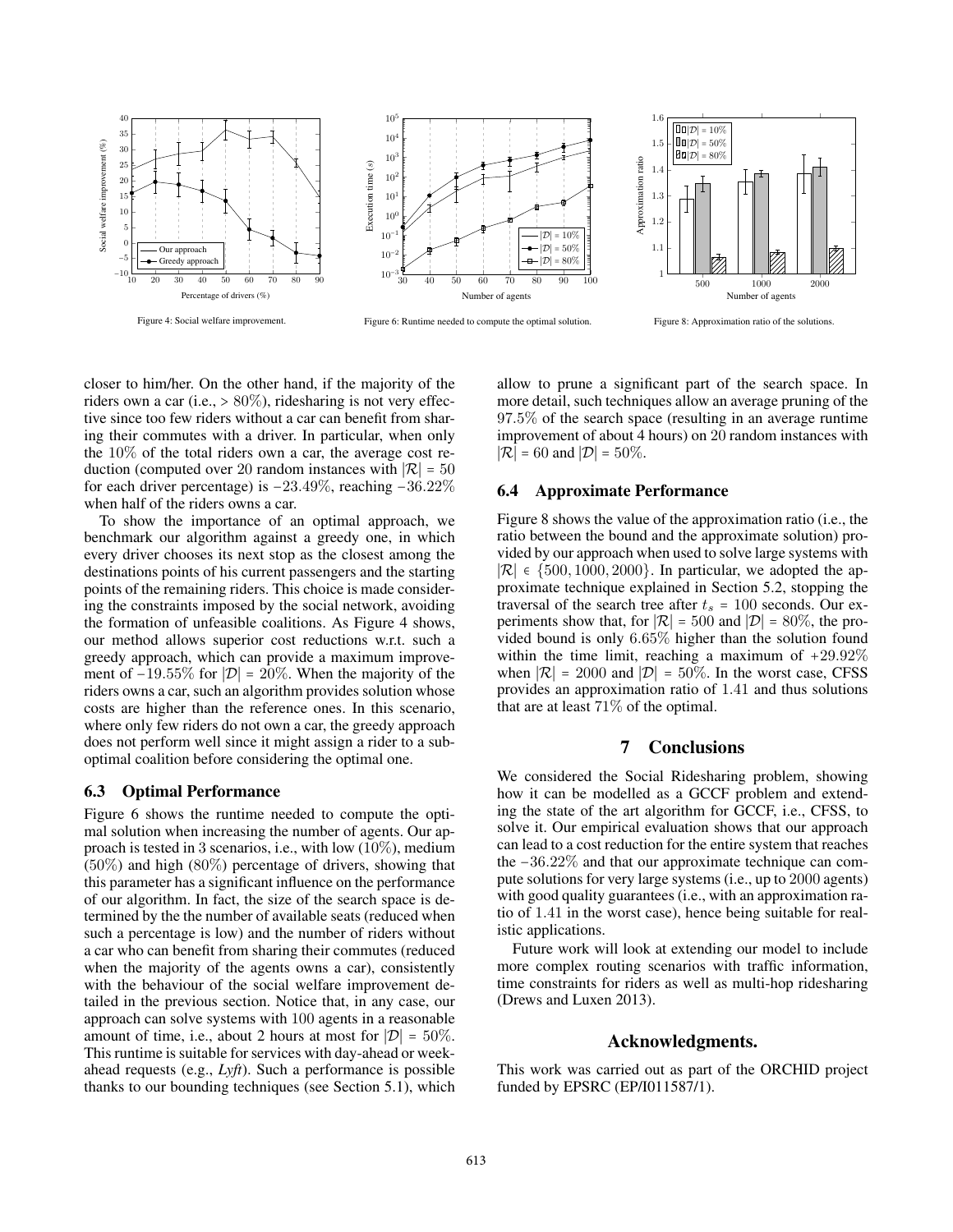Figure 4: Social welfare improvement.

Figure 6: Runtime needed to compute the optimal solution.

Figure 8: Approximation ratio of the solutions.

closer to him/her. On the other hand, if the majority of the riders own a car (i.e., > 80%), ridesharing is not very effective since too few riders without a car can benefit from sharing their commutes with a driver. In particular, when only the 10% of the total riders own a car, the average cost reduction (computed over 20 random instances with $|\mathcal{R}| = 50$ for each driver percentage) is $-23.49\%$, reaching $-36.22\%$ when half of the riders owns a car.

To show the importance of an optimal approach, we benchmark our algorithm against a greedy one, in which every driver chooses its next stop as the closest among the destinations points of his current passengers and the starting points of the remaining riders. This choice is made considering the constraints imposed by the social network, avoiding the formation of unfeasible coalitions. As Figure 4 shows, our method allows superior cost reductions w.r.t. such a greedy approach, which can provide a maximum improvement of $-19.55\%$ for $|\mathcal{D}| = 20\%$. When the majority of the riders owns a car, such an algorithm provides solution whose costs are higher than the reference ones. In this scenario, where only few riders do not own a car, the greedy approach does not perform well since it might assign a rider to a suboptimal coalition before considering the optimal one.

### 6.3 Optimal Performance

Figure 6 shows the runtime needed to compute the optimal solution when increasing the number of agents. Our approach is tested in 3 scenarios, i.e., with low (10%), medium (50%) and high (80%) percentage of drivers, showing that this parameter has a significant influence on the performance of our algorithm. In fact, the size of the search space is determined by the the number of available seats (reduced when such a percentage is low) and the number of riders without a car who can benefit from sharing their commutes (reduced when the majority of the agents owns a car), consistently with the behaviour of the social welfare improvement detailed in the previous section. Notice that, in any case, our approach can solve systems with 100 agents in a reasonable amount of time, i.e., about 2 hours at most for $|\mathcal{D}| = 50\%$. This runtime is suitable for services with day-ahead or week-ahead requests (e.g., *Lyft*). Such a performance is possible thanks to our bounding techniques (see Section 5.1), which allow to prune a significant part of the search space. In more detail, such techniques allow an average pruning of the 97.5% of the search space (resulting in an average runtime improvement of about 4 hours) on 20 random instances with $|\mathcal{R}| = 60$ and $|\mathcal{D}| = 50\%$.

### 6.4 Approximate Performance

Figure 8 shows the value of the approximation ratio (i.e., the ratio between the bound and the approximate solution) provided by our approach when used to solve large systems with $|\mathcal{R}| \in \{500, 1000, 2000\}$. In particular, we adopted the approximate technique explained in Section 5.2, stopping the traversal of the search tree after $t_s = 100$ seconds. Our experiments show that, for $|\mathcal{R}| = 500$ and $|\mathcal{D}| = 80\%$, the provided bound is only 6.65% higher than the solution found within the time limit, reaching a maximum of $+29.92\%$ when $|\mathcal{R}| = 2000$ and $|\mathcal{D}| = 50\%$. In the worst case, CFSS provides an approximation ratio of 1.41 and thus solutions that are at least 71% of the optimal.

## 7 Conclusions

We considered the Social Ridesharing problem, showing how it can be modelled as a GCCF problem and extending the state of the art algorithm for GCCF, i.e., CFSS, to solve it. Our empirical evaluation shows that our approach can lead to a cost reduction for the entire system that reaches the $-36.22\%$ and that our approximate technique can compute solutions for very large systems (i.e., up to 2000 agents) with good quality guarantees (i.e., with an approximation ratio of 1.41 in the worst case), hence being suitable for realistic applications.

Future work will look at extending our model to include more complex routing scenarios with traffic information, time constraints for riders as well as multi-hop ridesharing (Drews and Luxen 2013).

## Acknowledgments.

This work was carried out as part of the ORCHID project funded by EPSRC (EP/I011587/1).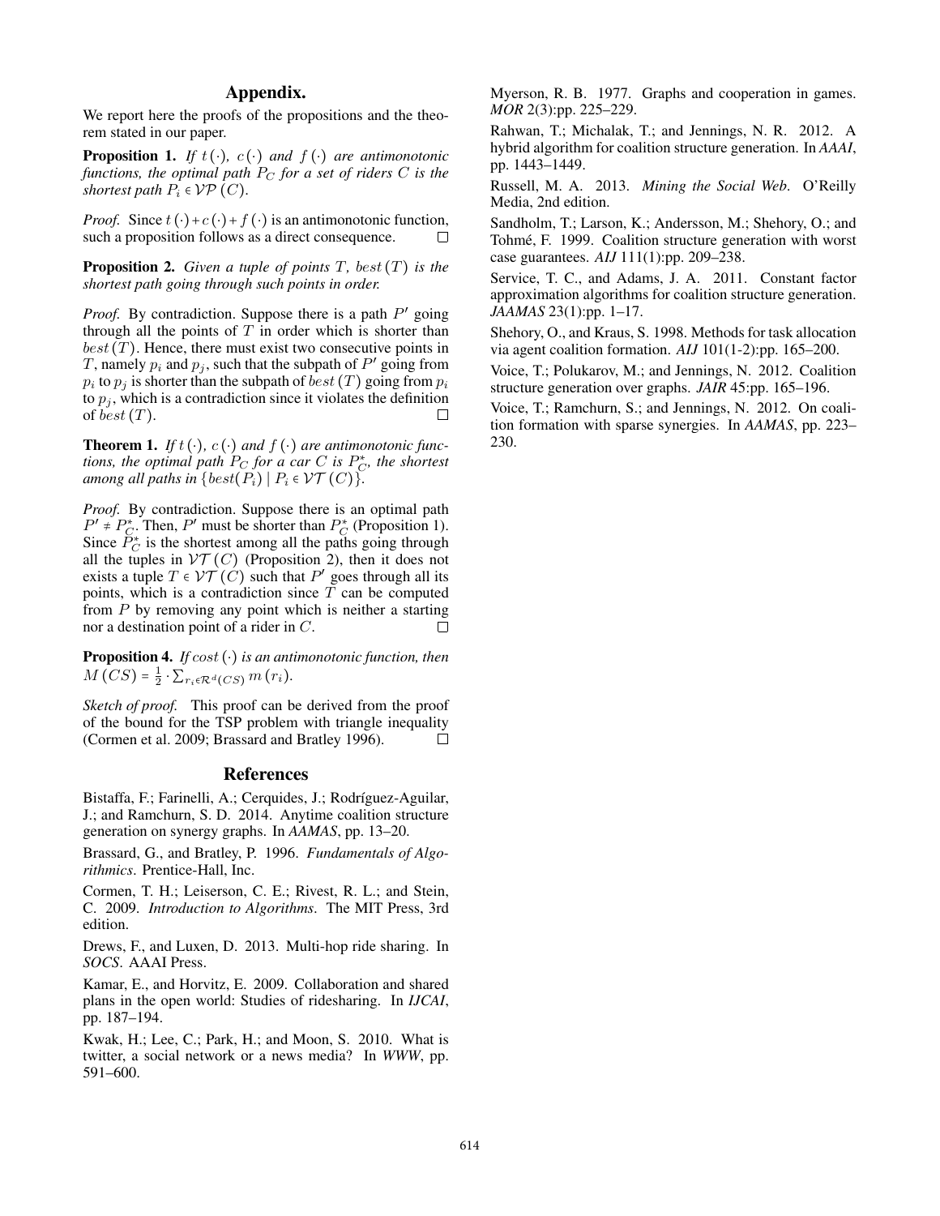## Appendix.

We report here the proofs of the propositions and the theorem stated in our paper.

**Proposition 1.** *If $t(\cdot)$, $c(\cdot)$ and $f(\cdot)$ are antimonotonic functions, the optimal path $P_C$ for a set of riders $C$ is the shortest path $P_i \in \mathcal{VP}(C)$.*

*Proof.* Since $t(\cdot) + c(\cdot) + f(\cdot)$ is an antimonotonic function, such a proposition follows as a direct consequence. □

**Proposition 2.** *Given a tuple of points $T$, $best(T)$ is the shortest path going through such points in order.*

*Proof.* By contradiction. Suppose there is a path $P'$ going through all the points of $T$ in order which is shorter than $best(T)$. Hence, there must exist two consecutive points in $T$, namely $p_i$ and $p_j$, such that the subpath of $P'$ going from $p_i$ to $p_j$ is shorter than the subpath of $best(T)$ going from $p_i$ to $p_j$, which is a contradiction since it violates the definition of $best(T)$. □

**Theorem 1.** *If $t(\cdot)$, $c(\cdot)$ and $f(\cdot)$ are antimonotonic functions, the optimal path $P_C$ for a car $C$ is $P_C^*$, the shortest among all paths in $\{best(P_i) \mid P_i \in \mathcal{VT}(C)\}$.*

*Proof.* By contradiction. Suppose there is an optimal path $P' \neq P_C^*$. Then, $P'$ must be shorter than $P_C^*$ (Proposition 1). Since $P_C^*$ is the shortest among all the paths going through all the tuples in $\mathcal{VT}(C)$ (Proposition 2), then it does not exists a tuple $T \in \mathcal{VT}(C)$ such that $P'$ goes through all its points, which is a contradiction since $T$ can be computed from $P$ by removing any point which is neither a starting nor a destination point of a rider in $C$. □

**Proposition 4.** *If $cost(\cdot)$ is an antimonotonic function, then $M(CS) = \frac{1}{2} \cdot \sum_{r_i \in \mathcal{R}^d(CS)} m(r_i)$.*

*Sketch of proof.* This proof can be derived from the proof of the bound for the TSP problem with triangle inequality (Cormen et al. 2009; Brassard and Bratley 1996). □

## References

Bistaffa, F.; Farinelli, A.; Cerquides, J.; Rodríguez-Aguilar, J.; and Ramchurn, S. D. 2014. Anytime coalition structure generation on synergy graphs. In *AAMAS*, pp. 13–20.

Brassard, G., and Bratley, P. 1996. *Fundamentals of Algorithmics*. Prentice-Hall, Inc.

Cormen, T. H.; Leiserson, C. E.; Rivest, R. L.; and Stein, C. 2009. *Introduction to Algorithms*. The MIT Press, 3rd edition.

Drews, F., and Luxen, D. 2013. Multi-hop ride sharing. In *SOCS*. AAAI Press.

Kamar, E., and Horvitz, E. 2009. Collaboration and shared plans in the open world: Studies of ridesharing. In *IJCAI*, pp. 187–194.

Kwak, H.; Lee, C.; Park, H.; and Moon, S. 2010. What is twitter, a social network or a news media? In *WWW*, pp. 591–600.

Myerson, R. B. 1977. Graphs and cooperation in games. *MOR* 2(3):pp. 225–229.

Rahwan, T.; Michalak, T.; and Jennings, N. R. 2012. A hybrid algorithm for coalition structure generation. In *AAAI*, pp. 1443–1449.

Russell, M. A. 2013. *Mining the Social Web*. O'Reilly Media, 2nd edition.

Sandholm, T.; Larson, K.; Andersson, M.; Shehory, O.; and Tohmé, F. 1999. Coalition structure generation with worst case guarantees. *AIJ* 111(1):pp. 209–238.

Service, T. C., and Adams, J. A. 2011. Constant factor approximation algorithms for coalition structure generation. *JAAMAS* 23(1):pp. 1–17.

Shehory, O., and Kraus, S. 1998. Methods for task allocation via agent coalition formation. *AIJ* 101(1-2):pp. 165–200.

Voice, T.; Polukarov, M.; and Jennings, N. 2012. Coalition structure generation over graphs. *JAIR* 45:pp. 165–196.

Voice, T.; Ramchurn, S.; and Jennings, N. 2012. On coalition formation with sparse synergies. In *AAMAS*, pp. 223–230.